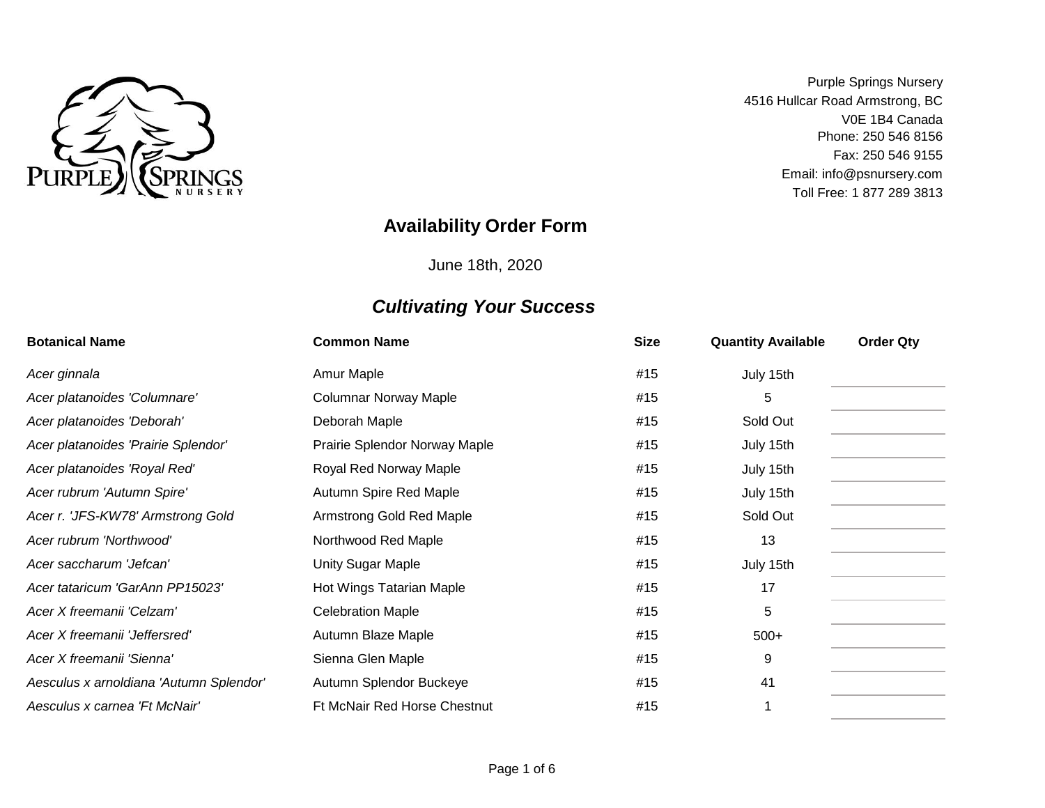Purple Springs Nursery
4516 Hullcar Road Armstrong, BC
V0E 1B4 Canada
Phone: 250 546 8156
Fax: 250 546 9155
Email: info@psnursery.com
Toll Free: 1 877 289 3813

# Availability Order Form

June 18th, 2020

## *Cultivating Your Success*

| Botanical Name | Common Name | Size | Quantity Available | Order Qty |
|---|---|---|---|---|
| *Acer ginnala* | Amur Maple | #15 | July 15th | |
| *Acer platanoides 'Columnare'* | Columnar Norway Maple | #15 | 5 | |
| *Acer platanoides 'Deborah'* | Deborah Maple | #15 | Sold Out | |
| *Acer platanoides 'Prairie Splendor'* | Prairie Splendor Norway Maple | #15 | July 15th | |
| *Acer platanoides 'Royal Red'* | Royal Red Norway Maple | #15 | July 15th | |
| *Acer rubrum 'Autumn Spire'* | Autumn Spire Red Maple | #15 | July 15th | |
| *Acer r. 'JFS-KW78' Armstrong Gold* | Armstrong Gold Red Maple | #15 | Sold Out | |
| *Acer rubrum 'Northwood'* | Northwood Red Maple | #15 | 13 | |
| *Acer saccharum 'Jefcan'* | Unity Sugar Maple | #15 | July 15th | |
| *Acer tataricum 'GarAnn PP15023'* | Hot Wings Tatarian Maple | #15 | 17 | |
| *Acer X freemanii 'Celzam'* | Celebration Maple | #15 | 5 | |
| *Acer X freemanii 'Jeffersred'* | Autumn Blaze Maple | #15 | 500+ | |
| *Acer X freemanii 'Sienna'* | Sienna Glen Maple | #15 | 9 | |
| *Aesculus x arnoldiana 'Autumn Splendor'* | Autumn Splendor Buckeye | #15 | 41 | |
| *Aesculus x carnea 'Ft McNair'* | Ft McNair Red Horse Chestnut | #15 | 1 | |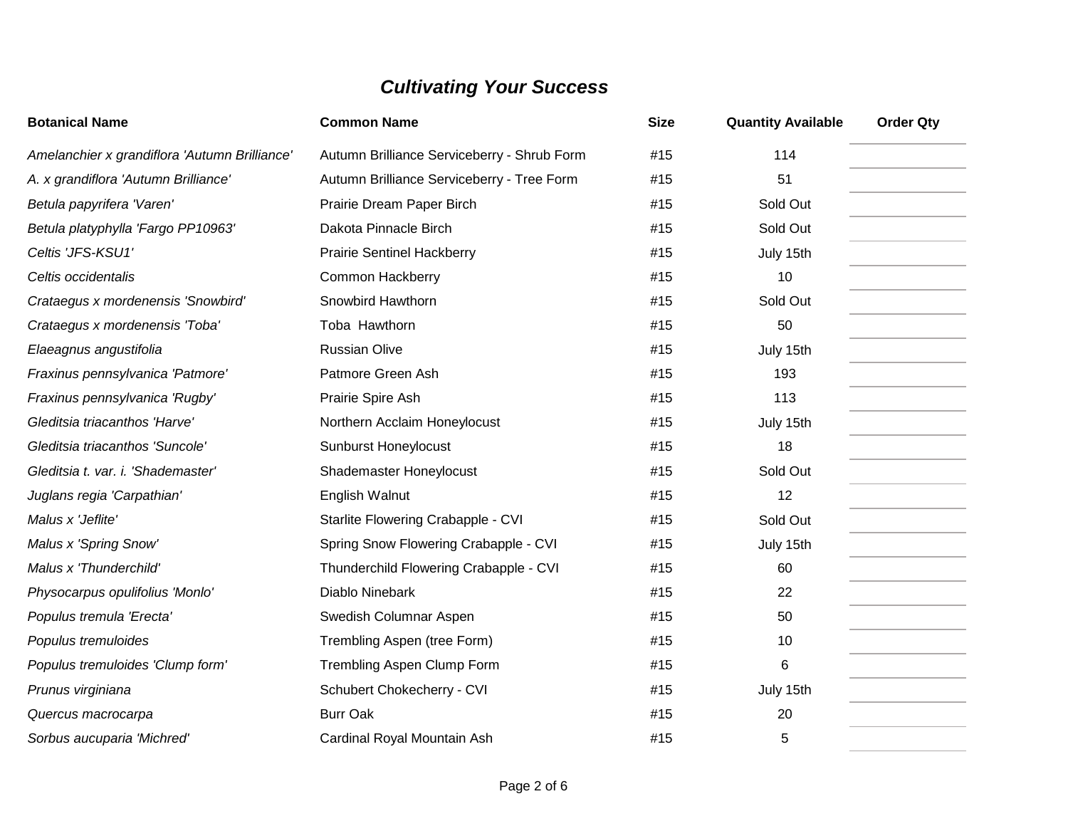## *Cultivating Your Success*

| Botanical Name | Common Name | Size | Quantity Available | Order Qty |
|---|---|---|---|---|
| *Amelanchier x grandiflora 'Autumn Brilliance'* | Autumn Brilliance Serviceberry - Shrub Form | #15 | 114 | |
| *A. x grandiflora 'Autumn Brilliance'* | Autumn Brilliance Serviceberry - Tree Form | #15 | 51 | |
| *Betula papyrifera 'Varen'* | Prairie Dream Paper Birch | #15 | Sold Out | |
| *Betula platyphylla 'Fargo PP10963'* | Dakota Pinnacle Birch | #15 | Sold Out | |
| *Celtis 'JFS-KSU1'* | Prairie Sentinel Hackberry | #15 | July 15th | |
| *Celtis occidentalis* | Common Hackberry | #15 | 10 | |
| *Crataegus x mordenensis 'Snowbird'* | Snowbird Hawthorn | #15 | Sold Out | |
| *Crataegus x mordenensis 'Toba'* | Toba Hawthorn | #15 | 50 | |
| *Elaeagnus angustifolia* | Russian Olive | #15 | July 15th | |
| *Fraxinus pennsylvanica 'Patmore'* | Patmore Green Ash | #15 | 193 | |
| *Fraxinus pennsylvanica 'Rugby'* | Prairie Spire Ash | #15 | 113 | |
| *Gleditsia triacanthos 'Harve'* | Northern Acclaim Honeylocust | #15 | July 15th | |
| *Gleditsia triacanthos 'Suncole'* | Sunburst Honeylocust | #15 | 18 | |
| *Gleditsia t. var. i. 'Shademaster'* | Shademaster Honeylocust | #15 | Sold Out | |
| *Juglans regia 'Carpathian'* | English Walnut | #15 | 12 | |
| *Malus x 'Jeflite'* | Starlite Flowering Crabapple - CVI | #15 | Sold Out | |
| *Malus x 'Spring Snow'* | Spring Snow Flowering Crabapple - CVI | #15 | July 15th | |
| *Malus x 'Thunderchild'* | Thunderchild Flowering Crabapple - CVI | #15 | 60 | |
| *Physocarpus opulifolius 'Monlo'* | Diablo Ninebark | #15 | 22 | |
| *Populus tremula 'Erecta'* | Swedish Columnar Aspen | #15 | 50 | |
| *Populus tremuloides* | Trembling Aspen (tree Form) | #15 | 10 | |
| *Populus tremuloides 'Clump form'* | Trembling Aspen Clump Form | #15 | 6 | |
| *Prunus virginiana* | Schubert Chokecherry - CVI | #15 | July 15th | |
| *Quercus macrocarpa* | Burr Oak | #15 | 20 | |
| *Sorbus aucuparia 'Michred'* | Cardinal Royal Mountain Ash | #15 | 5 | |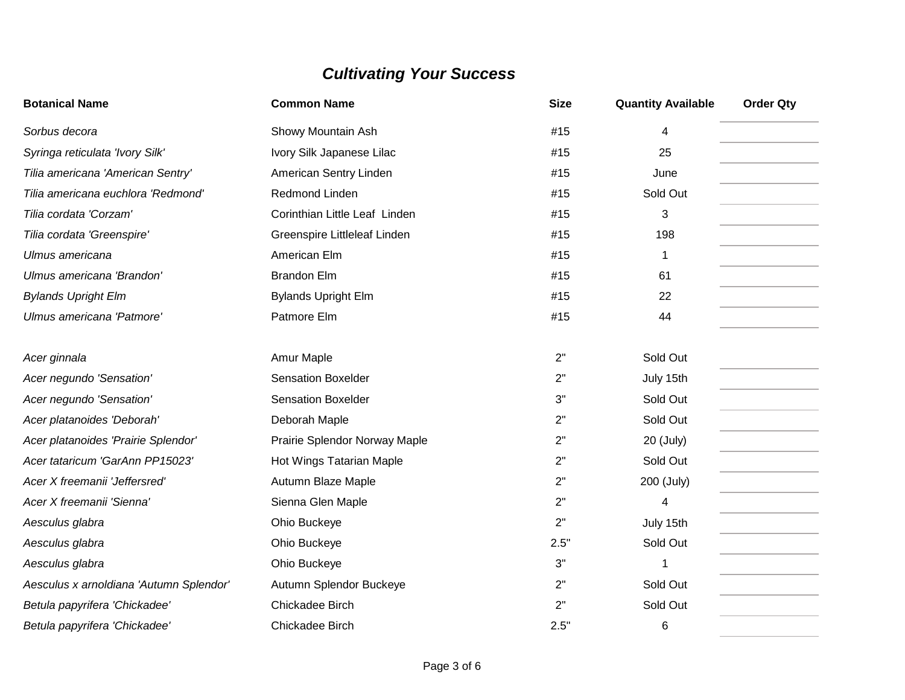### *Cultivating Your Success*

| Botanical Name | Common Name | Size | Quantity Available | Order Qty |
|---|---|---|---|---|
| *Sorbus decora* | Showy Mountain Ash | #15 | 4 | |
| *Syringa reticulata 'Ivory Silk'* | Ivory Silk Japanese Lilac | #15 | 25 | |
| *Tilia americana 'American Sentry'* | American Sentry Linden | #15 | June | |
| *Tilia americana euchlora 'Redmond'* | Redmond Linden | #15 | Sold Out | |
| *Tilia cordata 'Corzam'* | Corinthian Little Leaf Linden | #15 | 3 | |
| *Tilia cordata 'Greenspire'* | Greenspire Littleleaf Linden | #15 | 198 | |
| *Ulmus americana* | American Elm | #15 | 1 | |
| *Ulmus americana 'Brandon'* | Brandon Elm | #15 | 61 | |
| *Bylands Upright Elm* | Bylands Upright Elm | #15 | 22 | |
| *Ulmus americana 'Patmore'* | Patmore Elm | #15 | 44 | |
| | | | | |
| *Acer ginnala* | Amur Maple | 2" | Sold Out | |
| *Acer negundo 'Sensation'* | Sensation Boxelder | 2" | July 15th | |
| *Acer negundo 'Sensation'* | Sensation Boxelder | 3" | Sold Out | |
| *Acer platanoides 'Deborah'* | Deborah Maple | 2" | Sold Out | |
| *Acer platanoides 'Prairie Splendor'* | Prairie Splendor Norway Maple | 2" | 20 (July) | |
| *Acer tataricum 'GarAnn PP15023'* | Hot Wings Tatarian Maple | 2" | Sold Out | |
| *Acer X freemanii 'Jeffersred'* | Autumn Blaze Maple | 2" | 200 (July) | |
| *Acer X freemanii 'Sienna'* | Sienna Glen Maple | 2" | 4 | |
| *Aesculus glabra* | Ohio Buckeye | 2" | July 15th | |
| *Aesculus glabra* | Ohio Buckeye | 2.5" | Sold Out | |
| *Aesculus glabra* | Ohio Buckeye | 3" | 1 | |
| *Aesculus x arnoldiana 'Autumn Splendor'* | Autumn Splendor Buckeye | 2" | Sold Out | |
| *Betula papyrifera 'Chickadee'* | Chickadee Birch | 2" | Sold Out | |
| *Betula papyrifera 'Chickadee'* | Chickadee Birch | 2.5" | 6 | |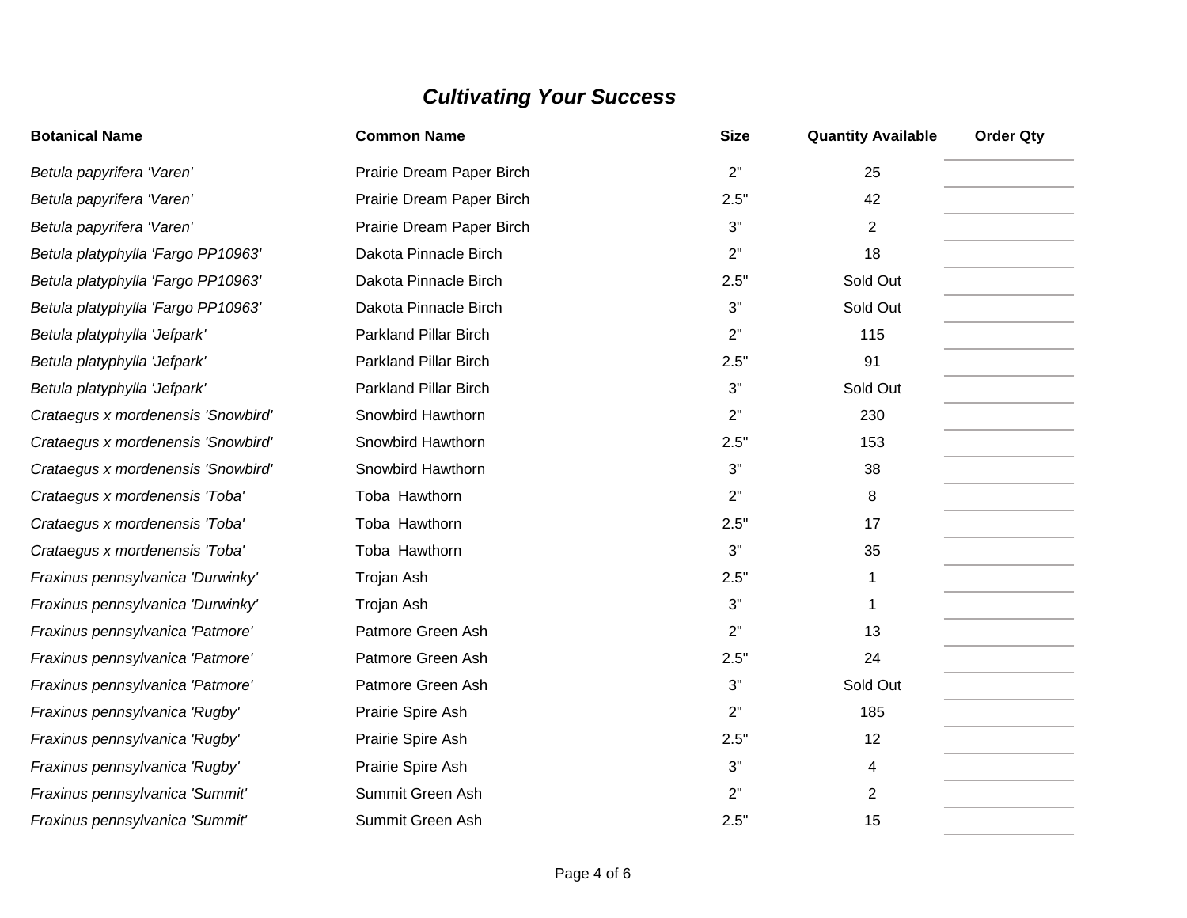## *Cultivating Your Success*

| Botanical Name | Common Name | Size | Quantity Available | Order Qty |
|---|---|---|---|---|
| *Betula papyrifera 'Varen'* | Prairie Dream Paper Birch | 2" | 25 | |
| *Betula papyrifera 'Varen'* | Prairie Dream Paper Birch | 2.5" | 42 | |
| *Betula papyrifera 'Varen'* | Prairie Dream Paper Birch | 3" | 2 | |
| *Betula platyphylla 'Fargo PP10963'* | Dakota Pinnacle Birch | 2" | 18 | |
| *Betula platyphylla 'Fargo PP10963'* | Dakota Pinnacle Birch | 2.5" | Sold Out | |
| *Betula platyphylla 'Fargo PP10963'* | Dakota Pinnacle Birch | 3" | Sold Out | |
| *Betula platyphylla 'Jefpark'* | Parkland Pillar Birch | 2" | 115 | |
| *Betula platyphylla 'Jefpark'* | Parkland Pillar Birch | 2.5" | 91 | |
| *Betula platyphylla 'Jefpark'* | Parkland Pillar Birch | 3" | Sold Out | |
| *Crataegus x mordenensis 'Snowbird'* | Snowbird Hawthorn | 2" | 230 | |
| *Crataegus x mordenensis 'Snowbird'* | Snowbird Hawthorn | 2.5" | 153 | |
| *Crataegus x mordenensis 'Snowbird'* | Snowbird Hawthorn | 3" | 38 | |
| *Crataegus x mordenensis 'Toba'* | Toba Hawthorn | 2" | 8 | |
| *Crataegus x mordenensis 'Toba'* | Toba Hawthorn | 2.5" | 17 | |
| *Crataegus x mordenensis 'Toba'* | Toba Hawthorn | 3" | 35 | |
| *Fraxinus pennsylvanica 'Durwinky'* | Trojan Ash | 2.5" | 1 | |
| *Fraxinus pennsylvanica 'Durwinky'* | Trojan Ash | 3" | 1 | |
| *Fraxinus pennsylvanica 'Patmore'* | Patmore Green Ash | 2" | 13 | |
| *Fraxinus pennsylvanica 'Patmore'* | Patmore Green Ash | 2.5" | 24 | |
| *Fraxinus pennsylvanica 'Patmore'* | Patmore Green Ash | 3" | Sold Out | |
| *Fraxinus pennsylvanica 'Rugby'* | Prairie Spire Ash | 2" | 185 | |
| *Fraxinus pennsylvanica 'Rugby'* | Prairie Spire Ash | 2.5" | 12 | |
| *Fraxinus pennsylvanica 'Rugby'* | Prairie Spire Ash | 3" | 4 | |
| *Fraxinus pennsylvanica 'Summit'* | Summit Green Ash | 2" | 2 | |
| *Fraxinus pennsylvanica 'Summit'* | Summit Green Ash | 2.5" | 15 | |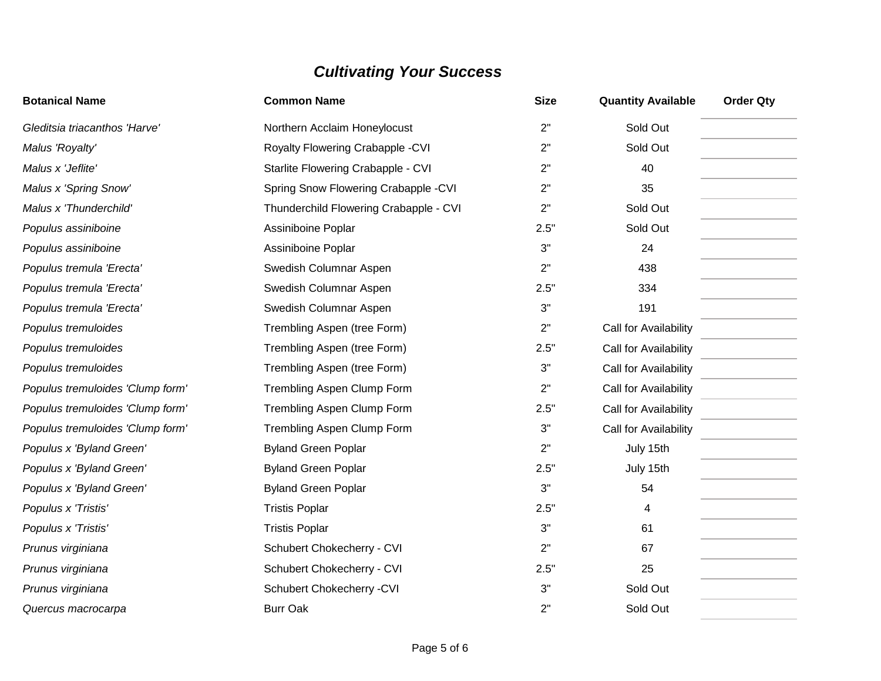## *Cultivating Your Success*

| Botanical Name | Common Name | Size | Quantity Available | Order Qty |
|---|---|---|---|---|
| *Gleditsia triacanthos 'Harve'* | Northern Acclaim Honeylocust | 2" | Sold Out | |
| *Malus 'Royalty'* | Royalty Flowering Crabapple -CVI | 2" | Sold Out | |
| *Malus x 'Jeflite'* | Starlite Flowering Crabapple - CVI | 2" | 40 | |
| *Malus x 'Spring Snow'* | Spring Snow Flowering Crabapple -CVI | 2" | 35 | |
| *Malus x 'Thunderchild'* | Thunderchild Flowering Crabapple - CVI | 2" | Sold Out | |
| *Populus assiniboine* | Assiniboine Poplar | 2.5" | Sold Out | |
| *Populus assiniboine* | Assiniboine Poplar | 3" | 24 | |
| *Populus tremula 'Erecta'* | Swedish Columnar Aspen | 2" | 438 | |
| *Populus tremula 'Erecta'* | Swedish Columnar Aspen | 2.5" | 334 | |
| *Populus tremula 'Erecta'* | Swedish Columnar Aspen | 3" | 191 | |
| *Populus tremuloides* | Trembling Aspen (tree Form) | 2" | Call for Availability | |
| *Populus tremuloides* | Trembling Aspen (tree Form) | 2.5" | Call for Availability | |
| *Populus tremuloides* | Trembling Aspen (tree Form) | 3" | Call for Availability | |
| *Populus tremuloides 'Clump form'* | Trembling Aspen Clump Form | 2" | Call for Availability | |
| *Populus tremuloides 'Clump form'* | Trembling Aspen Clump Form | 2.5" | Call for Availability | |
| *Populus tremuloides 'Clump form'* | Trembling Aspen Clump Form | 3" | Call for Availability | |
| *Populus x 'Byland Green'* | Byland Green Poplar | 2" | July 15th | |
| *Populus x 'Byland Green'* | Byland Green Poplar | 2.5" | July 15th | |
| *Populus x 'Byland Green'* | Byland Green Poplar | 3" | 54 | |
| *Populus x 'Tristis'* | Tristis Poplar | 2.5" | 4 | |
| *Populus x 'Tristis'* | Tristis Poplar | 3" | 61 | |
| *Prunus virginiana* | Schubert Chokecherry - CVI | 2" | 67 | |
| *Prunus virginiana* | Schubert Chokecherry - CVI | 2.5" | 25 | |
| *Prunus virginiana* | Schubert Chokecherry -CVI | 3" | Sold Out | |
| *Quercus macrocarpa* | Burr Oak | 2" | Sold Out | |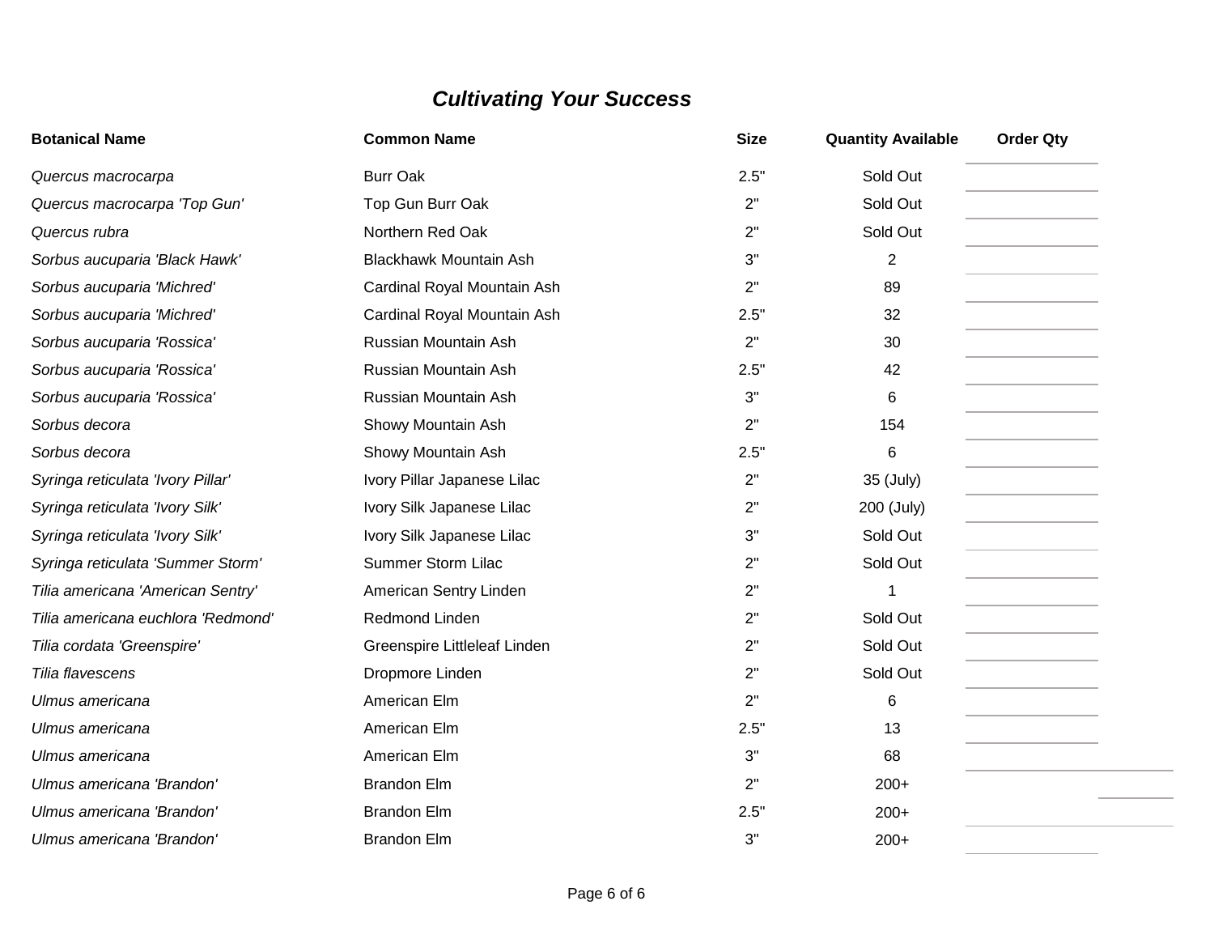## *Cultivating Your Success*

| Botanical Name | Common Name | Size | Quantity Available | Order Qty |
|---|---|---|---|---|
| *Quercus macrocarpa* | Burr Oak | 2.5" | Sold Out | |
| *Quercus macrocarpa 'Top Gun'* | Top Gun Burr Oak | 2" | Sold Out | |
| *Quercus rubra* | Northern Red Oak | 2" | Sold Out | |
| *Sorbus aucuparia 'Black Hawk'* | Blackhawk Mountain Ash | 3" | 2 | |
| *Sorbus aucuparia 'Michred'* | Cardinal Royal Mountain Ash | 2" | 89 | |
| *Sorbus aucuparia 'Michred'* | Cardinal Royal Mountain Ash | 2.5" | 32 | |
| *Sorbus aucuparia 'Rossica'* | Russian Mountain Ash | 2" | 30 | |
| *Sorbus aucuparia 'Rossica'* | Russian Mountain Ash | 2.5" | 42 | |
| *Sorbus aucuparia 'Rossica'* | Russian Mountain Ash | 3" | 6 | |
| *Sorbus decora* | Showy Mountain Ash | 2" | 154 | |
| *Sorbus decora* | Showy Mountain Ash | 2.5" | 6 | |
| *Syringa reticulata 'Ivory Pillar'* | Ivory Pillar Japanese Lilac | 2" | 35 (July) | |
| *Syringa reticulata 'Ivory Silk'* | Ivory Silk Japanese Lilac | 2" | 200 (July) | |
| *Syringa reticulata 'Ivory Silk'* | Ivory Silk Japanese Lilac | 3" | Sold Out | |
| *Syringa reticulata 'Summer Storm'* | Summer Storm Lilac | 2" | Sold Out | |
| *Tilia americana 'American Sentry'* | American Sentry Linden | 2" | 1 | |
| *Tilia americana euchlora 'Redmond'* | Redmond Linden | 2" | Sold Out | |
| *Tilia cordata 'Greenspire'* | Greenspire Littleleaf Linden | 2" | Sold Out | |
| *Tilia flavescens* | Dropmore Linden | 2" | Sold Out | |
| *Ulmus americana* | American Elm | 2" | 6 | |
| *Ulmus americana* | American Elm | 2.5" | 13 | |
| *Ulmus americana* | American Elm | 3" | 68 | |
| *Ulmus americana 'Brandon'* | Brandon Elm | 2" | 200+ | |
| *Ulmus americana 'Brandon'* | Brandon Elm | 2.5" | 200+ | |
| *Ulmus americana 'Brandon'* | Brandon Elm | 3" | 200+ | |